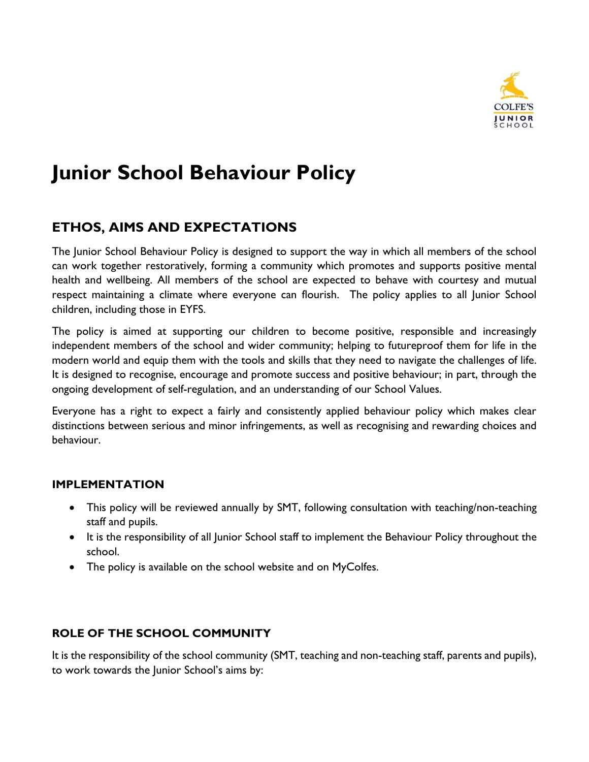# Junior School Behaviour Policy

## ETHOS, AIMS AND EXPECTATIONS

The Junior School Behaviour Policy is designed to support the way in which all members of the school can work together restoratively, forming a community which promotes and supports positive mental health and wellbeing. All members of the school are expected to behave with courtesy and mutual respect maintaining a climate where everyone can flourish. The policy applies to all Junior School children, including those in EYFS.

The policy is aimed at supporting our children to become positive, responsible and increasingly independent members of the school and wider community; helping to futureproof them for life in the modern world and equip them with the tools and skills that they need to navigate the challenges of life. It is designed to recognise, encourage and promote success and positive behaviour; in part, through the ongoing development of self-regulation, and an understanding of our School Values.

Everyone has a right to expect a fairly and consistently applied behaviour policy which makes clear distinctions between serious and minor infringements, as well as recognising and rewarding choices and behaviour.

### IMPLEMENTATION

- This policy will be reviewed annually by SMT, following consultation with teaching/non-teaching staff and pupils.
- It is the responsibility of all Junior School staff to implement the Behaviour Policy throughout the school.
- The policy is available on the school website and on MyColfes.

### ROLE OF THE SCHOOL COMMUNITY

It is the responsibility of the school community (SMT, teaching and non-teaching staff, parents and pupils), to work towards the Junior School's aims by: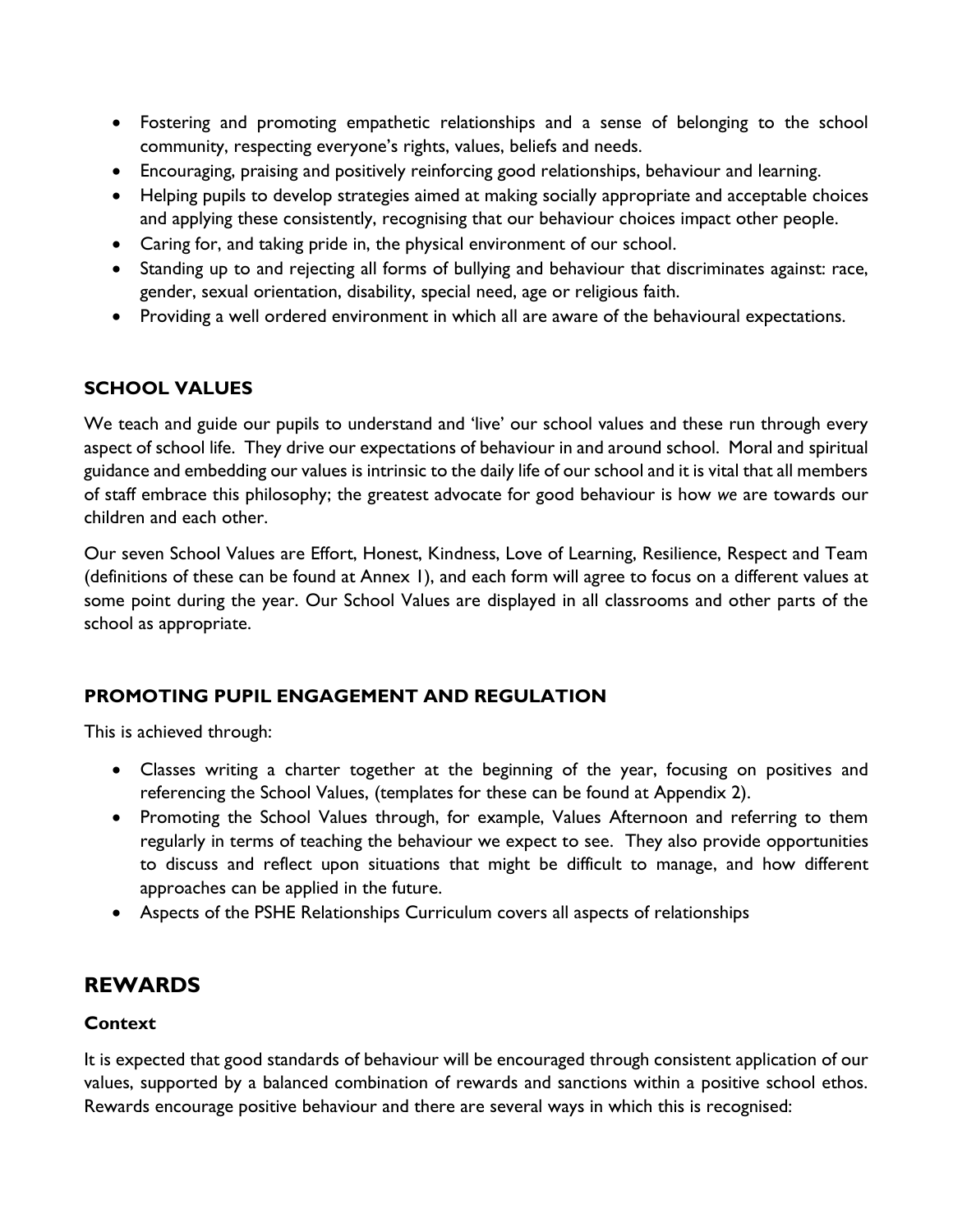- Fostering and promoting empathetic relationships and a sense of belonging to the school community, respecting everyone's rights, values, beliefs and needs.
- Encouraging, praising and positively reinforcing good relationships, behaviour and learning.
- Helping pupils to develop strategies aimed at making socially appropriate and acceptable choices and applying these consistently, recognising that our behaviour choices impact other people.
- Caring for, and taking pride in, the physical environment of our school.
- Standing up to and rejecting all forms of bullying and behaviour that discriminates against: race, gender, sexual orientation, disability, special need, age or religious faith.
- Providing a well ordered environment in which all are aware of the behavioural expectations.

### SCHOOL VALUES

We teach and guide our pupils to understand and 'live' our school values and these run through every aspect of school life. They drive our expectations of behaviour in and around school. Moral and spiritual guidance and embedding our values is intrinsic to the daily life of our school and it is vital that all members of staff embrace this philosophy; the greatest advocate for good behaviour is how *we* are towards our children and each other.

Our seven School Values are Effort, Honest, Kindness, Love of Learning, Resilience, Respect and Team (definitions of these can be found at Annex 1), and each form will agree to focus on a different values at some point during the year. Our School Values are displayed in all classrooms and other parts of the school as appropriate.

### PROMOTING PUPIL ENGAGEMENT AND REGULATION

This is achieved through:

- Classes writing a charter together at the beginning of the year, focusing on positives and referencing the School Values, (templates for these can be found at Appendix 2).
- Promoting the School Values through, for example, Values Afternoon and referring to them regularly in terms of teaching the behaviour we expect to see. They also provide opportunities to discuss and reflect upon situations that might be difficult to manage, and how different approaches can be applied in the future.
- Aspects of the PSHE Relationships Curriculum covers all aspects of relationships

## REWARDS

### Context

It is expected that good standards of behaviour will be encouraged through consistent application of our values, supported by a balanced combination of rewards and sanctions within a positive school ethos. Rewards encourage positive behaviour and there are several ways in which this is recognised: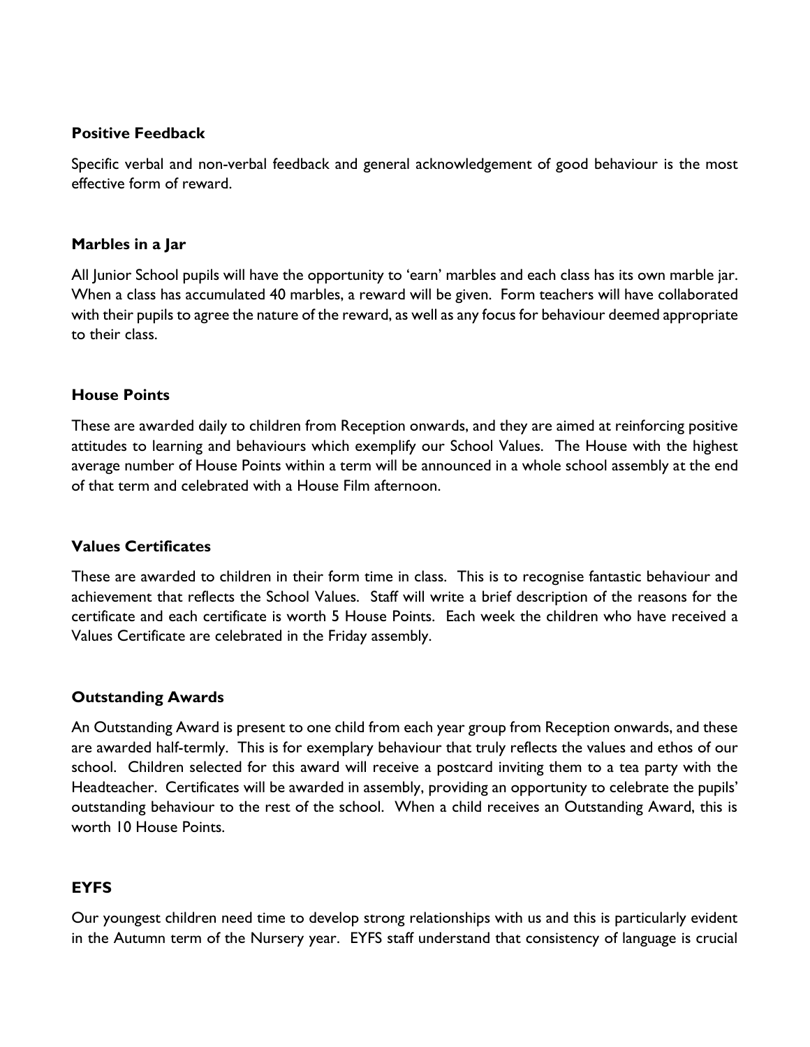### Positive Feedback

Specific verbal and non-verbal feedback and general acknowledgement of good behaviour is the most effective form of reward.

### Marbles in a Jar

All Junior School pupils will have the opportunity to 'earn' marbles and each class has its own marble jar. When a class has accumulated 40 marbles, a reward will be given. Form teachers will have collaborated with their pupils to agree the nature of the reward, as well as any focus for behaviour deemed appropriate to their class.

### House Points

These are awarded daily to children from Reception onwards, and they are aimed at reinforcing positive attitudes to learning and behaviours which exemplify our School Values. The House with the highest average number of House Points within a term will be announced in a whole school assembly at the end of that term and celebrated with a House Film afternoon.

### Values Certificates

These are awarded to children in their form time in class. This is to recognise fantastic behaviour and achievement that reflects the School Values. Staff will write a brief description of the reasons for the certificate and each certificate is worth 5 House Points. Each week the children who have received a Values Certificate are celebrated in the Friday assembly.

### Outstanding Awards

An Outstanding Award is present to one child from each year group from Reception onwards, and these are awarded half-termly. This is for exemplary behaviour that truly reflects the values and ethos of our school. Children selected for this award will receive a postcard inviting them to a tea party with the Headteacher. Certificates will be awarded in assembly, providing an opportunity to celebrate the pupils' outstanding behaviour to the rest of the school. When a child receives an Outstanding Award, this is worth 10 House Points.

### EYFS

Our youngest children need time to develop strong relationships with us and this is particularly evident in the Autumn term of the Nursery year. EYFS staff understand that consistency of language is crucial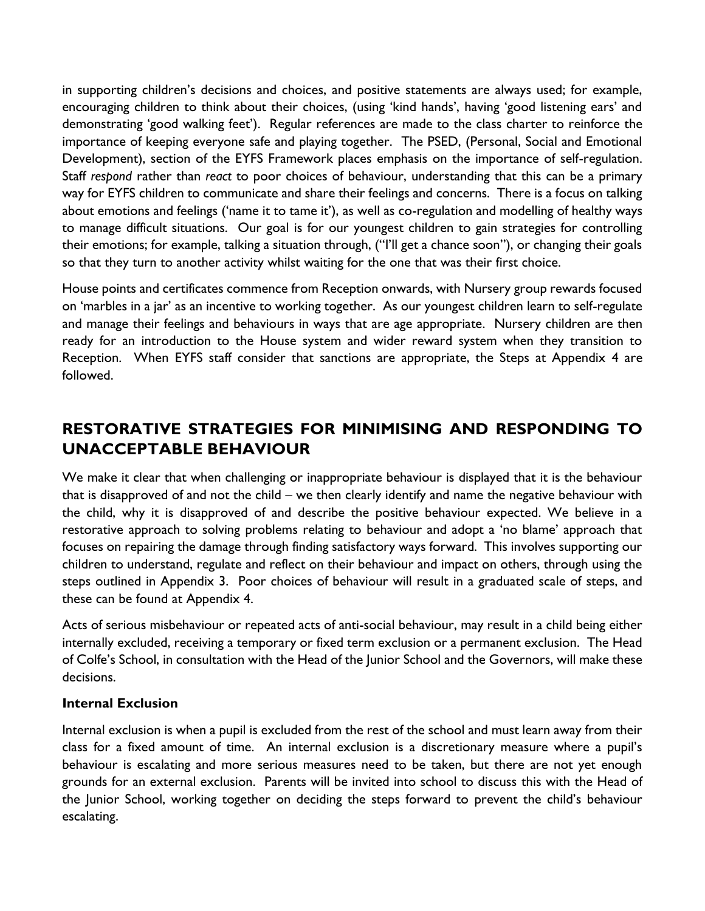in supporting children's decisions and choices, and positive statements are always used; for example, encouraging children to think about their choices, (using 'kind hands', having 'good listening ears' and demonstrating 'good walking feet'). Regular references are made to the class charter to reinforce the importance of keeping everyone safe and playing together. The PSED, (Personal, Social and Emotional Development), section of the EYFS Framework places emphasis on the importance of self-regulation. Staff *respond* rather than *react* to poor choices of behaviour, understanding that this can be a primary way for EYFS children to communicate and share their feelings and concerns. There is a focus on talking about emotions and feelings ('name it to tame it'), as well as co-regulation and modelling of healthy ways to manage difficult situations. Our goal is for our youngest children to gain strategies for controlling their emotions; for example, talking a situation through, ("I'll get a chance soon"), or changing their goals so that they turn to another activity whilst waiting for the one that was their first choice.

House points and certificates commence from Reception onwards, with Nursery group rewards focused on 'marbles in a jar' as an incentive to working together. As our youngest children learn to self-regulate and manage their feelings and behaviours in ways that are age appropriate. Nursery children are then ready for an introduction to the House system and wider reward system when they transition to Reception. When EYFS staff consider that sanctions are appropriate, the Steps at Appendix 4 are followed.

## RESTORATIVE STRATEGIES FOR MINIMISING AND RESPONDING TO UNACCEPTABLE BEHAVIOUR

We make it clear that when challenging or inappropriate behaviour is displayed that it is the behaviour that is disapproved of and not the child – we then clearly identify and name the negative behaviour with the child, why it is disapproved of and describe the positive behaviour expected. We believe in a restorative approach to solving problems relating to behaviour and adopt a 'no blame' approach that focuses on repairing the damage through finding satisfactory ways forward. This involves supporting our children to understand, regulate and reflect on their behaviour and impact on others, through using the steps outlined in Appendix 3. Poor choices of behaviour will result in a graduated scale of steps, and these can be found at Appendix 4.

Acts of serious misbehaviour or repeated acts of anti-social behaviour, may result in a child being either internally excluded, receiving a temporary or fixed term exclusion or a permanent exclusion. The Head of Colfe's School, in consultation with the Head of the Junior School and the Governors, will make these decisions.

### Internal Exclusion

Internal exclusion is when a pupil is excluded from the rest of the school and must learn away from their class for a fixed amount of time. An internal exclusion is a discretionary measure where a pupil's behaviour is escalating and more serious measures need to be taken, but there are not yet enough grounds for an external exclusion. Parents will be invited into school to discuss this with the Head of the Junior School, working together on deciding the steps forward to prevent the child's behaviour escalating.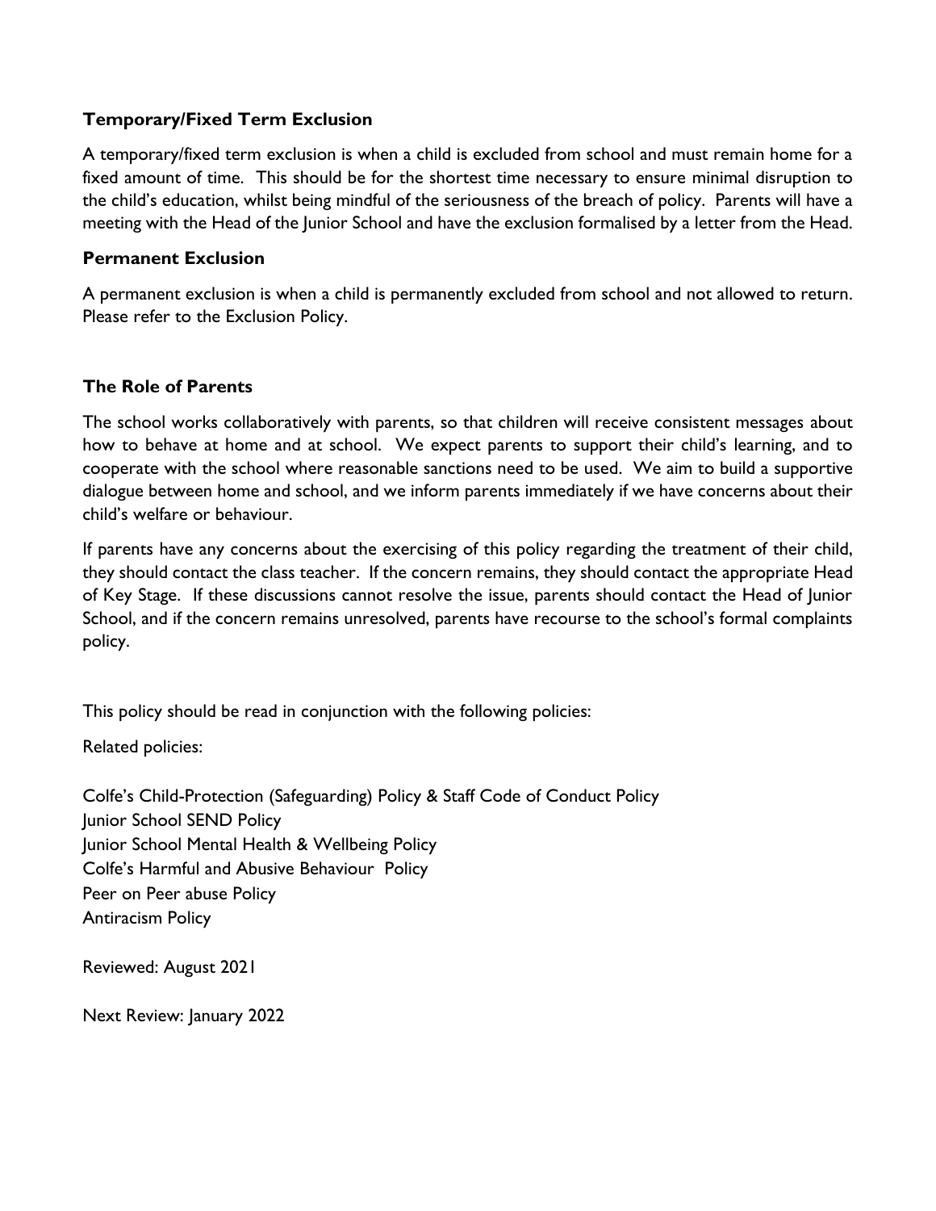### Temporary/Fixed Term Exclusion

A temporary/fixed term exclusion is when a child is excluded from school and must remain home for a fixed amount of time. This should be for the shortest time necessary to ensure minimal disruption to the child's education, whilst being mindful of the seriousness of the breach of policy. Parents will have a meeting with the Head of the Junior School and have the exclusion formalised by a letter from the Head.

### Permanent Exclusion

A permanent exclusion is when a child is permanently excluded from school and not allowed to return. Please refer to the Exclusion Policy.

### The Role of Parents

The school works collaboratively with parents, so that children will receive consistent messages about how to behave at home and at school. We expect parents to support their child's learning, and to cooperate with the school where reasonable sanctions need to be used. We aim to build a supportive dialogue between home and school, and we inform parents immediately if we have concerns about their child's welfare or behaviour.

If parents have any concerns about the exercising of this policy regarding the treatment of their child, they should contact the class teacher. If the concern remains, they should contact the appropriate Head of Key Stage. If these discussions cannot resolve the issue, parents should contact the Head of Junior School, and if the concern remains unresolved, parents have recourse to the school's formal complaints policy.

This policy should be read in conjunction with the following policies:

Related policies:

Colfe's Child-Protection (Safeguarding) Policy & Staff Code of Conduct Policy
Junior School SEND Policy
Junior School Mental Health & Wellbeing Policy
Colfe's Harmful and Abusive Behaviour Policy
Peer on Peer abuse Policy
Antiracism Policy

Reviewed: August 2021

Next Review: January 2022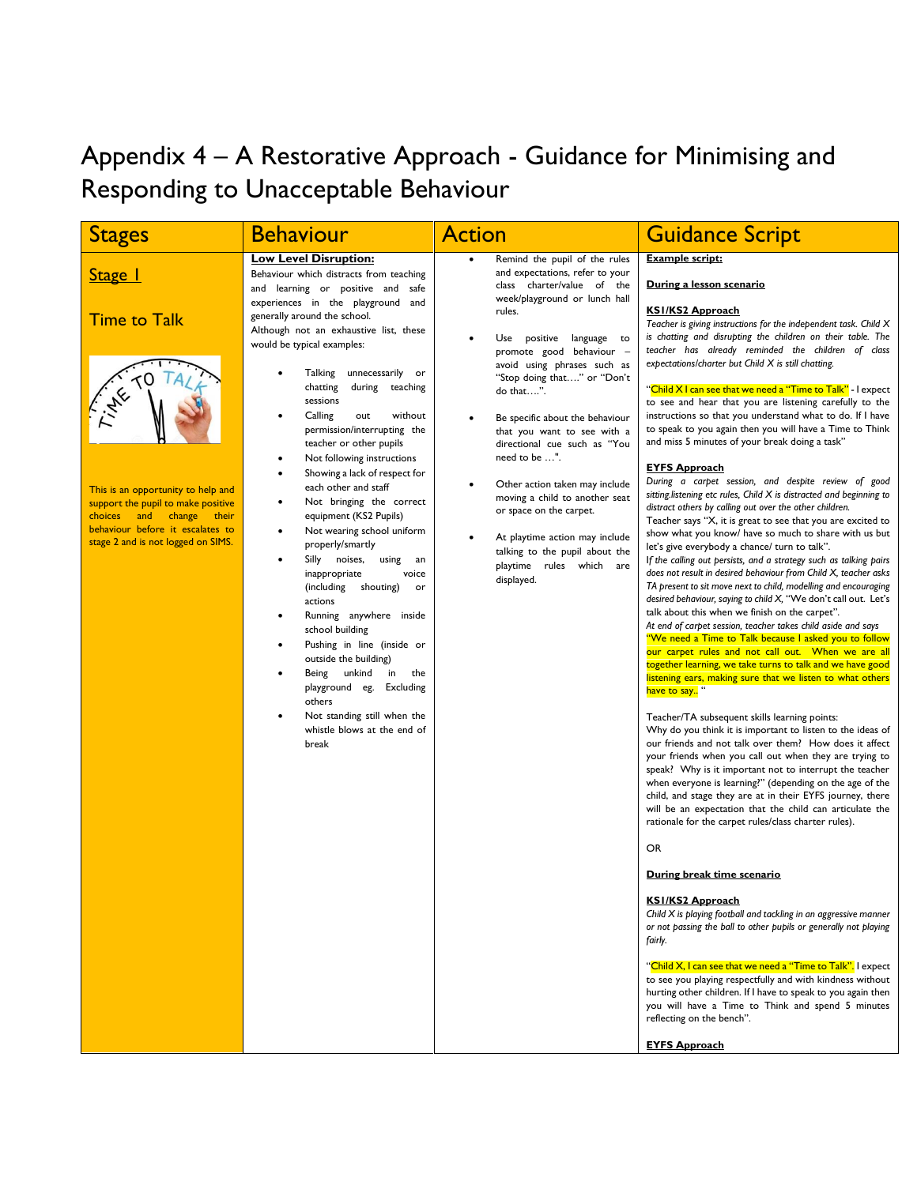# Appendix 4 – A Restorative Approach - Guidance for Minimising and Responding to Unacceptable Behaviour

| Stages | Behaviour | Action | Guidance Script |
|---|---|---|---|
| **Stage 1**<br><br>Time to Talk<br><br>This is an opportunity to help and support the pupil to make positive choices and change their behaviour before it escalates to stage 2 and is not logged on SIMS. | **Low Level Disruption:**<br>Behaviour which distracts from teaching and learning or positive and safe experiences in the playground and generally around the school.<br>Although not an exhaustive list, these would be typical examples:<br>• Talking unnecessarily or chatting during teaching sessions<br>• Calling out without permission/interrupting the teacher or other pupils<br>• Not following instructions<br>• Showing a lack of respect for each other and staff<br>• Not bringing the correct equipment (KS2 Pupils)<br>• Not wearing school uniform properly/smartly<br>• Silly noises, using an inappropriate voice (including shouting) or actions<br>• Running anywhere inside school building<br>• Pushing in line (inside or outside the building)<br>• Being unkind in the playground eg. Excluding others<br>• Not standing still when the whistle blows at the end of break | • Remind the pupil of the rules and expectations, refer to your class charter/value of the week/playground or lunch hall rules.<br>• Use positive language to promote good behaviour – avoid using phrases such as "Stop doing that…." or "Don't do that….".<br>• Be specific about the behaviour that you want to see with a directional cue such as "You need to be …".<br>• Other action taken may include moving a child to another seat or space on the carpet.<br>• At playtime action may include talking to the pupil about the playtime rules which are displayed. | **Example script:**<br><br>**During a lesson scenario**<br><br>**KS1/KS2 Approach**<br>*Teacher is giving instructions for the independent task. Child X is chatting and disrupting the children on their table. The teacher has already reminded the children of class expectations/charter but Child X is still chatting.*<br><br>"Child X I can see that we need a "Time to Talk" - I expect to see and hear that you are listening carefully to the instructions so that you understand what to do. If I have to speak to you again then you will have a Time to Think and miss 5 minutes of your break doing a task"<br><br>**EYFS Approach**<br>*During a carpet session, and despite review of good sitting.listening etc rules, Child X is distracted and beginning to distract others by calling out over the other children.*<br>Teacher says "X, it is great to see that you are excited to show what you know/ have so much to share with us but let's give everybody a chance/ turn to talk".<br>*If the calling out persists, and a strategy such as talking pairs does not result in desired behaviour from Child X, teacher asks TA present to sit move next to child, modelling and encouraging desired behaviour, saying to child X,* "We don't call out. Let's talk about this when we finish on the carpet".<br>*At end of carpet session, teacher takes child aside and says*<br>"We need a Time to Talk because I asked you to follow our carpet rules and not call out. When we are all together learning, we take turns to talk and we have good listening ears, making sure that we listen to what others have to say.. "<br><br>Teacher/TA subsequent skills learning points:<br>Why do you think it is important to listen to the ideas of our friends and not talk over them? How does it affect your friends when you call out when they are trying to speak? Why is it important not to interrupt the teacher when everyone is learning?" (depending on the age of the child, and stage they are at in their EYFS journey, there will be an expectation that the child can articulate the rationale for the carpet rules/class charter rules).<br><br>OR<br><br>**During break time scenario**<br><br>**KS1/KS2 Approach**<br>*Child X is playing football and tackling in an aggressive manner or not passing the ball to other pupils or generally not playing fairly.*<br><br>"Child X, I can see that we need a "Time to Talk". I expect to see you playing respectfully and with kindness without hurting other children. If I have to speak to you again then you will have a Time to Think and spend 5 minutes reflecting on the bench".<br><br>**EYFS Approach** |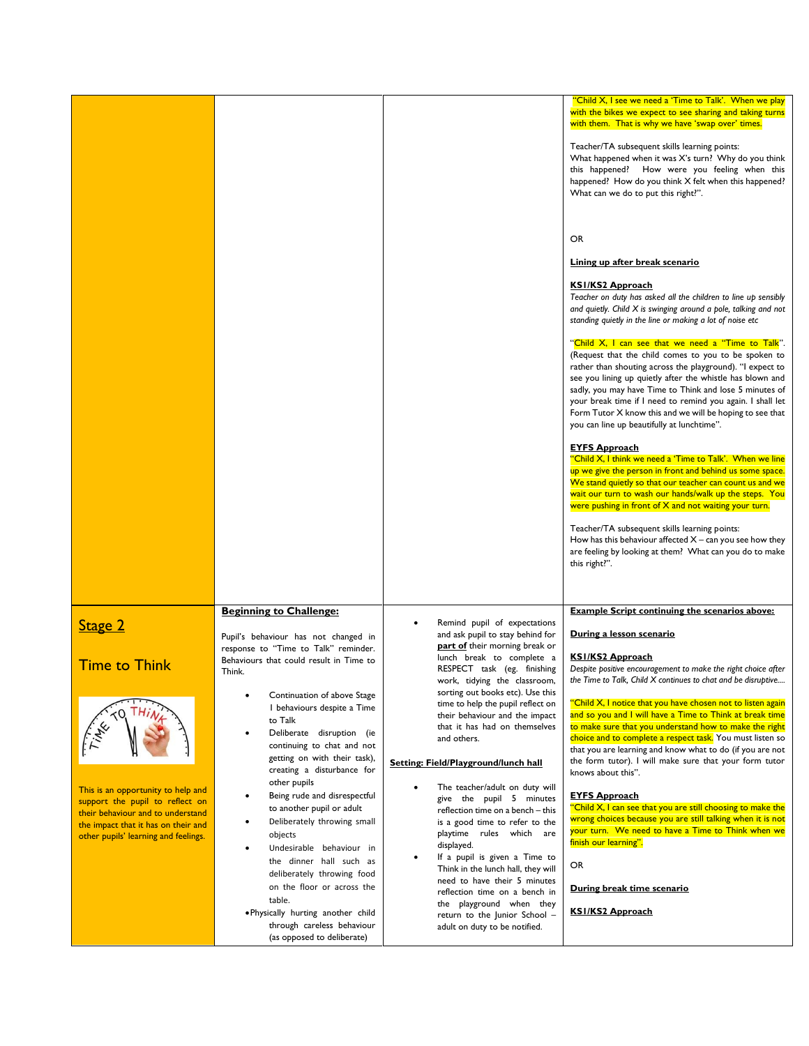| | | | |
|---|---|---|---|
| | | | "Child X, I see we need a 'Time to Talk'. When we play with the bikes we expect to see sharing and taking turns with them. That is why we have 'swap over' times.<br><br>Teacher/TA subsequent skills learning points:<br>What happened when it was X's turn? Why do you think this happened? How were you feeling when this happened? How do you think X felt when this happened? What can we do to put this right?".<br><br>OR<br><br>**Lining up after break scenario**<br><br>**KS1/KS2 Approach**<br>*Teacher on duty has asked all the children to line up sensibly and quietly. Child X is swinging around a pole, talking and not standing quietly in the line or making a lot of noise etc*<br><br>"Child X, I can see that we need a "Time to Talk". (Request that the child comes to you to be spoken to rather than shouting across the playground). "I expect to see you lining up quietly after the whistle has blown and sadly, you may have Time to Think and lose 5 minutes of your break time if I need to remind you again. I shall let Form Tutor X know this and we will be hoping to see that you can line up beautifully at lunchtime".<br><br>**EYFS Approach**<br>"Child X, I think we need a 'Time to Talk'. When we line up we give the person in front and behind us some space. We stand quietly so that our teacher can count us and we wait our turn to wash our hands/walk up the steps. You were pushing in front of X and not waiting your turn.<br><br>Teacher/TA subsequent skills learning points:<br>How has this behaviour affected X – can you see how they are feeling by looking at them? What can you do to make this right?". |
| **Stage 2**<br><br>**Time to Think**<br><br>This is an opportunity to help and support the pupil to reflect on their behaviour and to understand the impact that it has on their and other pupils' learning and feelings. | **Beginning to Challenge:**<br><br>Pupil's behaviour has not changed in response to "Time to Talk" reminder. Behaviours that could result in Time to Think.<br><br>• Continuation of above Stage 1 behaviours despite a Time to Talk<br>• Deliberate disruption (ie continuing to chat and not getting on with their task), creating a disturbance for other pupils<br>• Being rude and disrespectful to another pupil or adult<br>• Deliberately throwing small objects<br>• Undesirable behaviour in the dinner hall such as deliberately throwing food on the floor or across the table.<br>• Physically hurting another child through careless behaviour (as opposed to deliberate) | • Remind pupil of expectations and ask pupil to stay behind for **part of** their morning break or lunch break to complete a RESPECT task (eg. finishing work, tidying the classroom, sorting out books etc). Use this time to help the pupil reflect on their behaviour and the impact that it has had on themselves and others.<br><br>**Setting: Field/Playground/lunch hall**<br><br>• The teacher/adult on duty will give the pupil 5 minutes reflection time on a bench – this is a good time to refer to the playtime rules which are displayed.<br>• If a pupil is given a Time to Think in the lunch hall, they will need to have their 5 minutes reflection time on a bench in the playground when they return to the Junior School – adult on duty to be notified. | **Example Script continuing the scenarios above:**<br><br>**During a lesson scenario**<br><br>**KS1/KS2 Approach**<br>*Despite positive encouragement to make the right choice after the Time to Talk, Child X continues to chat and be disruptive….*<br><br>"Child X, I notice that you have chosen not to listen again and so you and I will have a Time to Think at break time to make sure that you understand how to make the right choice and to complete a respect task. You must listen so that you are learning and know what to do (if you are not the form tutor). I will make sure that your form tutor knows about this".<br><br>**EYFS Approach**<br>"Child X, I can see that you are still choosing to make the wrong choices because you are still talking when it is not your turn. We need to have a Time to Think when we finish our learning".<br><br>OR<br><br>**During break time scenario**<br><br>**KS1/KS2 Approach** |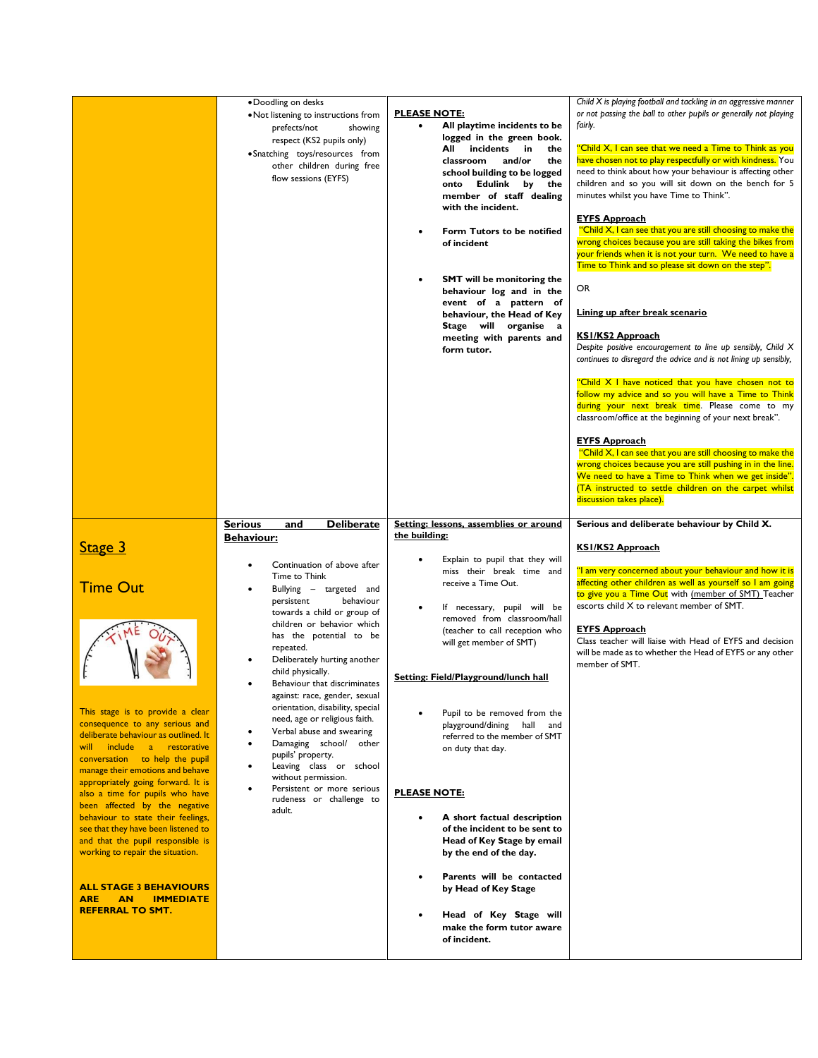| | | | |
|---|---|---|---|
| | • Doodling on desks<br>• Not listening to instructions from prefects/not showing respect (KS2 pupils only)<br>• Snatching toys/resources from other children during free flow sessions (EYFS) | **PLEASE NOTE:**<br>• **All playtime incidents to be logged in the green book. All incidents in the classroom and/or the school building to be logged onto Edulink by the member of staff dealing with the incident.**<br>• **Form Tutors to be notified of incident**<br>• **SMT will be monitoring the behaviour log and in the event of a pattern of behaviour, the Head of Key Stage will organise a meeting with parents and form tutor.** | *Child X is playing football and tackling in an aggressive manner or not passing the ball to other pupils or generally not playing fairly.*<br><br>"Child X, I can see that we need a Time to Think as you have chosen not to play respectfully or with kindness. You need to think about how your behaviour is affecting other children and so you will sit down on the bench for 5 minutes whilst you have Time to Think".<br><br>**EYFS Approach**<br>"Child X, I can see that you are still choosing to make the wrong choices because you are still taking the bikes from your friends when it is not your turn. We need to have a Time to Think and so please sit down on the step".<br><br>OR<br><br>**Lining up after break scenario**<br><br>**KS1/KS2 Approach**<br>*Despite positive encouragement to line up sensibly, Child X continues to disregard the advice and is not lining up sensibly,*<br><br>"Child X I have noticed that you have chosen not to follow my advice and so you will have a Time to Think during your next break time. Please come to my classroom/office at the beginning of your next break".<br><br>**EYFS Approach**<br>"Child X, I can see that you are still choosing to make the wrong choices because you are still pushing in in the line. We need to have a Time to Think when we get inside". (TA instructed to settle children on the carpet whilst discussion takes place). |
| **Stage 3**<br><br>**Time Out**<br><br>This stage is to provide a clear consequence to any serious and deliberate behaviour as outlined. It will include a restorative conversation to help the pupil manage their emotions and behave appropriately going forward. It is also a time for pupils who have been affected by the negative behaviour to state their feelings, see that they have been listened to and that the pupil responsible is working to repair the situation.<br><br>**ALL STAGE 3 BEHAVIOURS ARE AN IMMEDIATE REFERRAL TO SMT.** | **Serious and Deliberate Behaviour:**<br>• Continuation of above after Time to Think<br>• Bullying – targeted and persistent behaviour towards a child or group of children or behavior which has the potential to be repeated.<br>• Deliberately hurting another child physically.<br>• Behaviour that discriminates against: race, gender, sexual orientation, disability, special need, age or religious faith.<br>• Verbal abuse and swearing<br>• Damaging school/ other pupils' property.<br>• Leaving class or school without permission.<br>• Persistent or more serious rudeness or challenge to adult. | **Setting: lessons, assemblies or around the building:**<br>• Explain to pupil that they will miss their break time and receive a Time Out.<br>• If necessary, pupil will be removed from classroom/hall (teacher to call reception who will get member of SMT)<br><br>**Setting: Field/Playground/lunch hall**<br>• Pupil to be removed from the playground/dining hall and referred to the member of SMT on duty that day.<br><br>**PLEASE NOTE:**<br>• **A short factual description of the incident to be sent to Head of Key Stage by email by the end of the day.**<br>• **Parents will be contacted by Head of Key Stage**<br>• **Head of Key Stage will make the form tutor aware of incident.** | **Serious and deliberate behaviour by Child X.**<br><br>**KS1/KS2 Approach**<br>"I am very concerned about your behaviour and how it is affecting other children as well as yourself so I am going to give you a Time Out with (member of SMT) Teacher escorts child X to relevant member of SMT.<br><br>**EYFS Approach**<br>Class teacher will liaise with Head of EYFS and decision will be made as to whether the Head of EYFS or any other member of SMT. |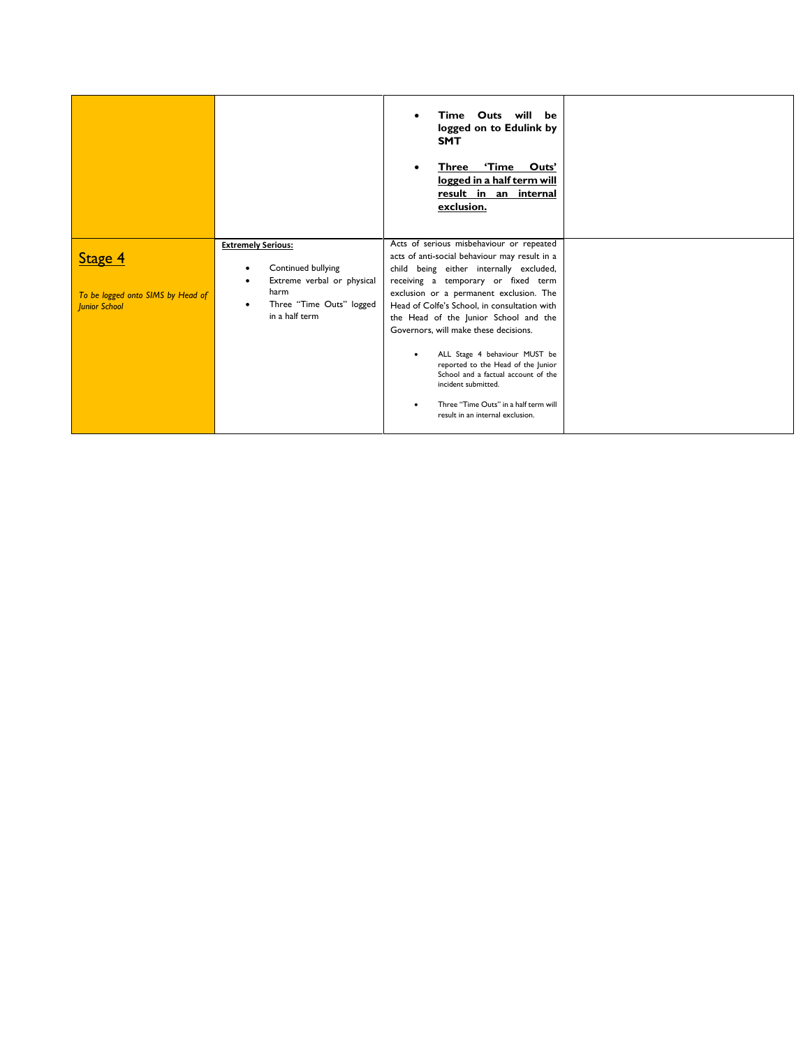| | | | |
|---|---|---|---|
| | | • **Time Outs will be logged on to Edulink by SMT**<br><br>• **<u>Three 'Time Outs' logged in a half term will result in an internal exclusion.</u>** | |
| <u>Stage 4</u><br><br>*To be logged onto SIMS by Head of Junior School* | <u>**Extremely Serious:**</u><br><br>• Continued bullying<br>• Extreme verbal or physical harm<br>• Three "Time Outs" logged in a half term | Acts of serious misbehaviour or repeated acts of anti-social behaviour may result in a child being either internally excluded, receiving a temporary or fixed term exclusion or a permanent exclusion. The Head of Colfe's School, in consultation with the Head of the Junior School and the Governors, will make these decisions.<br><br>• ALL Stage 4 behaviour MUST be reported to the Head of the Junior School and a factual account of the incident submitted.<br><br>• Three "Time Outs" in a half term will result in an internal exclusion. | |